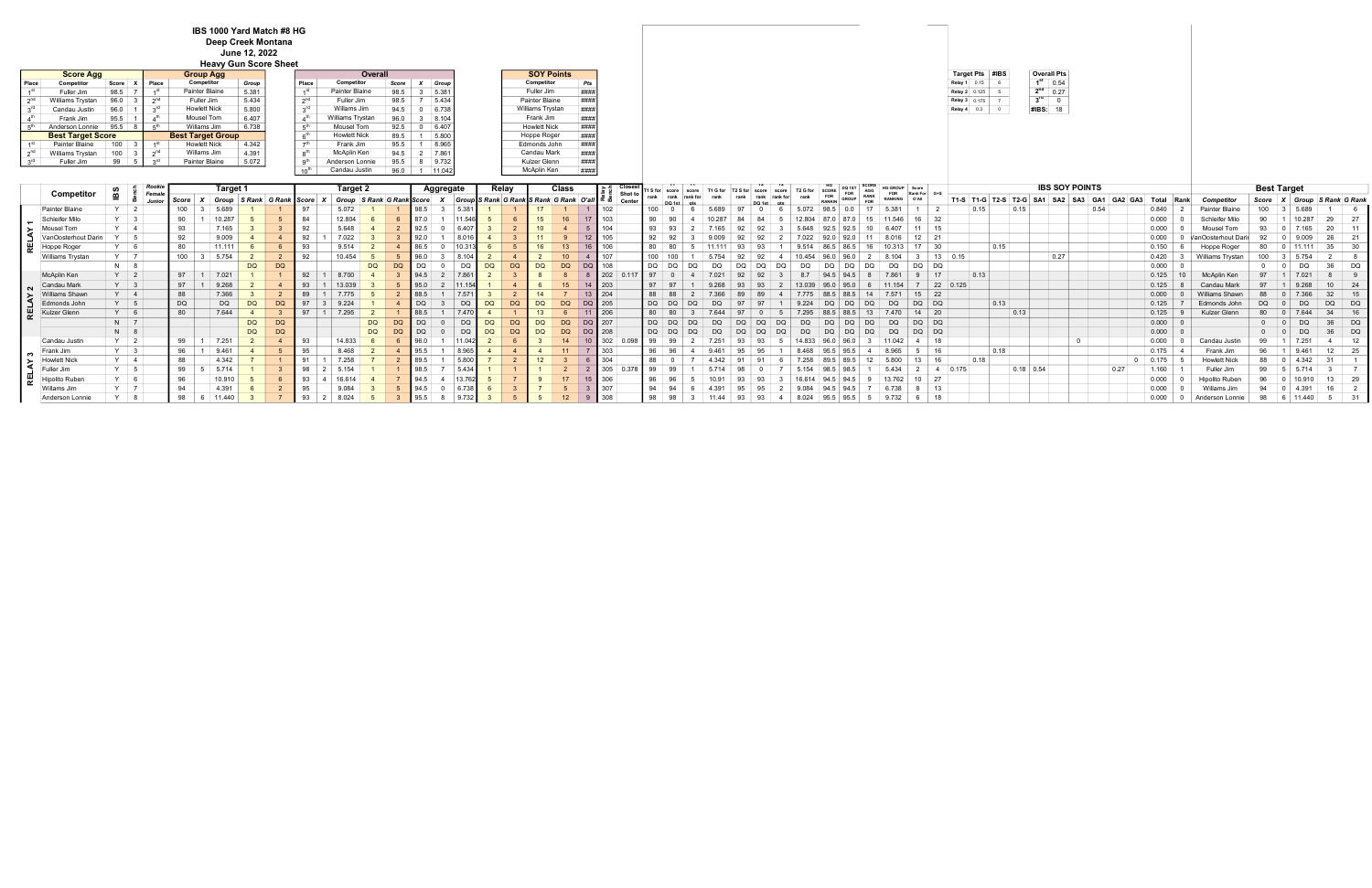# IBS 1000 Yard Match #8 HG

## Deep Creek Montana

## June 12, 2022

## Heavy Gun Score Sheet

| Score Agg | | | |
|---|---|---|---|
| Place | Competitor | Score | X |
| 1st | Fuller Jim | 98.5 | 7 |
| 2nd | Williams Trystan | 96.0 | 3 |
| 3rd | Candau Justin | 96.0 | 1 |
| 4th | Frank Jim | 95.5 | 1 |
| 5th | Anderson Lonnie | 95.5 | 8 |
| **Best Target Score** | | | |
| 1st | Painter Blaine | 100 | 3 |
| 2nd | Williams Trystan | 100 | 3 |
| 3rd | Fuller Jim | 99 | 5 |

| Group Agg | | |
|---|---|---|
| Place | Competitor | Group |
| 1st | Painter Blaine | 5.381 |
| 2nd | Fuller Jim | 5.434 |
| 3rd | Howlett Nick | 5.800 |
| 4th | Mousel Tom | 6.407 |
| 5th | Williams Jim | 6.738 |
| **Best Target Group** | | |
| 1st | Howlett Nick | 4.342 |
| 2nd | Williams Jim | 4.391 |
| 3rd | Painter Blaine | 5.072 |

| Overall | | | | |
|---|---|---|---|---|
| Place | Competitor | Score | X | Group |
| 1st | Painter Blaine | 98.5 | 3 | 5.381 |
| 2nd | Fuller Jim | 98.5 | 7 | 5.434 |
| 3rd | Williams Jim | 94.5 | 0 | 6.738 |
| 4th | Williams Trystan | 96.0 | 3 | 8.104 |
| 5th | Mousel Tom | 92.5 | 0 | 6.407 |
| 6th | Howlett Nick | 89.5 | 1 | 5.800 |
| 7th | Frank Jim | 95.5 | 1 | 8.965 |
| 8th | McAplin Ken | 94.5 | 2 | 7.861 |
| 9th | Anderson Lonnie | 95.5 | 8 | 9.732 |
| 10th | Candau Justin | 96.0 | 1 | 11.042 |

| SOY Points | |
|---|---|
| Competitor | Pts |
| Fuller Jim | #### |
| Painter Blaine | #### |
| Williams Trystan | #### |
| Frank Jim | #### |
| Howlett Nick | #### |
| Hoppe Roger | #### |
| Edmonds John | #### |
| Candau Mark | #### |
| Kulzer Glenn | #### |
| McAplin Ken | #### |

| Target Pts | | #IBS |
|---|---|---|
| Relay 1 | 0.15 | 6 |
| Relay 2 | 0.125 | 5 |
| Relay 3 | 0.175 | 7 |
| Relay 4 | 0.3 | 0 |

| Overall Pts | |
|---|---|
| 1st | 0.54 |
| 2nd | 0.27 |
| 3rd | 0 |
| #IBS: | 18 |

| | Competitor | IBS | Bench | Rookie Female Junior | Target 1 | | | | | Target 2 | | | | | Aggregate | | | Relay | | Class | | | Relay Bench | Closest Shot to Center | T1 S for rank | T1 score rank DQ 1st | T1 score rank for pts | T1 G for rank | T2 S for rank | T2 score rank DQ 1st | T2 score rank for pts | T2 G for rank | HG SCORE FOR RANKIN | DQ 1ST FOR GROUP | SCORE AGG RANK FOR | HG GROUP FOR RANKING | Score Rank For O'All | O+S | IBS SOY POINTS | | | | | | | | | | | | Best Target | | | | | |
|---|---|---|---|---|---|---|---|---|---|---|---|---|---|---|---|---|---|---|---|---|---|---|---|---|---|---|---|---|---|---|---|---|---|---|---|---|---|---|---|---|---|---|---|---|---|---|---|---|---|---|---|---|---|---|---|---|
| | | | | | Score | X | Group | S Rank | G Rank | Score | X | Group | S Rank | G Rank | Score | X | Group | S Rank | G Rank | S Rank | G Rank | O'all | | | | | | | | | | | | | | | | | T1-S | T1-G | T2-S | T2-G | SA1 | SA2 | SA3 | GA1 | GA2 | GA3 | Total | Rank | Competitor | Score | X | Group | S Rank | G Rank |
| RELAY 1 | Painter Blaine | Y | 2 | | 100 | 3 | 5.689 | 1 | 1 | 97 | | 5.072 | 1 | 1 | 98.5 | 3 | 5.381 | 1 | 1 | 17 | 1 | 1 | 102 | | 100 | 0 | 6 | 5.689 | 97 | 0 | 6 | 5.072 | 98.5 | 0.0 | 17 | 5.381 | 1 | 2 | | 0.15 | | 0.15 | | | | 0.54 | | | 0.840 | 2 | Painter Blaine | 100 | 3 | 5.689 | 1 | 6 |
| | Schleifer Milo | Y | 3 | | 90 | 1 | 10.287 | 5 | 5 | 84 | | 12.804 | 6 | 6 | 87.0 | 1 | 11.546 | 5 | 6 | 15 | 16 | 17 | 103 | | 90 | 90 | 4 | 10.287 | 84 | 84 | 5 | 12.804 | 87.0 | 87.0 | 15 | 11.546 | 16 | 32 | | | | | | | | | | | 0.000 | 0 | Schleifer Milo | 90 | 1 | 10.287 | 29 | 27 |
| | Mousel Tom | Y | 4 | | 93 | | 7.165 | 3 | 3 | 92 | | 5.648 | 4 | 2 | 92.5 | 0 | 6.407 | 3 | 2 | 10 | 4 | 5 | 104 | | 93 | 93 | 2 | 7.165 | 92 | 92 | 3 | 5.648 | 92.5 | 92.5 | 10 | 6.407 | 11 | 15 | | | | | | | | | | | 0.000 | 0 | Mousel Tom | 93 | 0 | 7.165 | 20 | 11 |
| | VanOosterhout Darin | Y | 5 | | 92 | | 9.009 | 4 | 4 | 92 | 1 | 7.022 | 3 | 3 | 92.0 | 1 | 8.016 | 4 | 3 | 11 | 9 | 12 | 105 | | 92 | 92 | 3 | 9.009 | 92 | 92 | 2 | 7.022 | 92.0 | 92.0 | 11 | 8.016 | 12 | 21 | | | | | | | | | | | 0.000 | 0 | VanOosterhout Dari | 92 | 0 | 9.009 | 26 | 21 |
| | Hoppe Roger | Y | 6 | | 80 | | 11.111 | 6 | 6 | 93 | | 9.514 | 2 | 4 | 86.5 | 0 | 10.313 | 6 | 5 | 16 | 13 | 16 | 106 | | 80 | 80 | 5 | 11.111 | 93 | 93 | 1 | 9.514 | 86.5 | 86.5 | 16 | 10.313 | 17 | 30 | | | 0.15 | | | | | | | | 0.150 | 6 | Hoppe Roger | 80 | 0 | 11.111 | 35 | 30 |
| | Williams Trystan | Y | 7 | | 100 | 3 | 5.754 | 2 | 2 | 92 | | 10.454 | 5 | 5 | 96.0 | 3 | 8.104 | 2 | 4 | 2 | 10 | 4 | 107 | | 100 | 100 | 1 | 5.754 | 92 | 92 | 4 | 10.454 | 96.0 | 96.0 | 2 | 8.104 | 3 | 13 | 0.15 | | | | | 0.27 | | | | | 0.420 | 3 | Williams Trystan | 100 | 3 | 5.754 | 2 | 8 |
| | | N | 8 | | | | | DQ | DQ | | | | DQ | DQ | DQ | 0 | DQ | DQ | DQ | DQ | DQ | DQ | 108 | | DQ | DQ | DQ | DQ | DQ | DQ | DQ | DQ | DQ | DQ | DQ | DQ | DQ | DQ | | | | | | | | | | | 0.000 | 0 | | 0 | 0 | DQ | 36 | DQ |
| RELAY 2 | McAplin Ken | Y | 2 | | 97 | 1 | 7.021 | 4 | 3 | 92 | 1 | 8.700 | 4 | 3 | 94.5 | 2 | 7.861 | 2 | 3 | 8 | 8 | 8 | 202 | 0.117 | 97 | 0 | 4 | 7.021 | 92 | 92 | 3 | 8.7 | 94.5 | 94.5 | 8 | 7.861 | 9 | 17 | | 0.13 | | | | | | | | | 0.125 | 10 | McAplin Ken | 97 | 1 | 7.021 | 8 | 9 |
| | Candau Mark | Y | 3 | | 97 | | 9.268 | 2 | 4 | 93 | 1 | 13.039 | 3 | 5 | 95.0 | 1 | 11.154 | 1 | 4 | 6 | 15 | 14 | 203 | | 97 | 97 | 1 | 9.268 | 93 | 93 | 2 | 13.039 | 95.0 | 95.0 | 6 | 11.154 | 7 | 22 | 0.125 | | | | | | | | | | 0.125 | 8 | Candau Mark | 97 | 1 | 9.268 | 10 | 24 |
| | Williams Shawn | Y | 4 | | 88 | | 7.366 | 3 | 2 | 89 | 1 | 7.775 | 5 | 2 | 88.5 | 1 | 7.571 | 3 | 2 | 14 | 7 | 13 | 204 | | 88 | 88 | 2 | 7.366 | 89 | 89 | 4 | 7.775 | 88.5 | 88.5 | 14 | 7.571 | 15 | 22 | | | | | | | | | | | 0.000 | 0 | Williams Shawn | 88 | 0 | 7.366 | 32 | 15 |
| | Edmonds John | Y | 5 | | DQ | | DQ | DQ | DQ | 97 | 3 | 9.224 | 1 | 4 | DQ | 3 | DQ | DQ | DQ | DQ | DQ | DQ | 205 | | DQ | DQ | DQ | DQ | 97 | 97 | 1 | 9.224 | DQ | DQ | DQ | DQ | DQ | DQ | | | 0.13 | | | | | | | | 0.125 | 7 | Edmonds John | DQ | 0 | DQ | DQ | DQ |
| | Kulzer Glenn | Y | 6 | | 80 | | 7.644 | 4 | 3 | 97 | 1 | 7.295 | 2 | 1 | 88.5 | 1 | 7.470 | 4 | 1 | 13 | 6 | 11 | 206 | | 80 | 80 | 3 | 7.644 | 97 | 0 | 5 | 7.295 | 88.5 | 88.5 | 13 | 7.470 | 14 | 20 | | | | 0.13 | | | | | | | 0.125 | 9 | Kulzer Glenn | 80 | 0 | 7.644 | 34 | 16 |
| | | N | 7 | | | | | DQ | DQ | | | | DQ | DQ | DQ | 0 | DQ | DQ | DQ | DQ | DQ | DQ | 207 | | DQ | DQ | DQ | DQ | DQ | DQ | DQ | DQ | DQ | DQ | DQ | DQ | DQ | DQ | | | | | | | | | | | 0.000 | 0 | | 0 | 0 | DQ | 36 | DQ |
| | | N | 8 | | | | | DQ | DQ | | | | DQ | DQ | DQ | 0 | DQ | DQ | DQ | DQ | DQ | DQ | 208 | | DQ | DQ | DQ | DQ | DQ | DQ | DQ | DQ | DQ | DQ | DQ | DQ | DQ | DQ | | | | | | | | | | | 0.000 | 0 | | 0 | 0 | DQ | 36 | DQ |
| RELAY 3 | Candau Justin | Y | 2 | | 99 | 1 | 7.251 | 2 | 4 | 93 | | 14.833 | 6 | 6 | 96.0 | 1 | 11.042 | 2 | 6 | 3 | 14 | 10 | 302 | 0.098 | 99 | 99 | 2 | 7.251 | 93 | 93 | 5 | 14.833 | 96.0 | 96.0 | 3 | 11.042 | 4 | 18 | | | | | | | 0 | | | | 0.000 | 0 | Candau Justin | 99 | 1 | 7.251 | 4 | 12 |
| | Frank Jim | Y | 3 | | 96 | 1 | 9.461 | 4 | 5 | 95 | | 8.468 | 2 | 4 | 95.5 | 1 | 8.965 | 4 | 4 | 4 | 11 | 7 | 303 | | 96 | 96 | 4 | 9.461 | 95 | 95 | 1 | 8.468 | 95.5 | 95.5 | 4 | 8.965 | 5 | 16 | | | 0.18 | | | | | | | | 0.175 | 4 | Frank Jim | 96 | 1 | 9.461 | 12 | 25 |
| | Howlett Nick | Y | 4 | | 88 | | 4.342 | 7 | 1 | 91 | 1 | 7.258 | 7 | 2 | 89.5 | 1 | 5.800 | 7 | 2 | 12 | 3 | 6 | 304 | | 88 | 0 | 7 | 4.342 | 91 | 91 | 6 | 7.258 | 89.5 | 89.5 | 12 | 5.800 | 13 | 16 | | 0.18 | | | | | | | | 0 | 0.175 | 5 | Howlett Nick | 88 | 0 | 4.342 | 31 | 1 |
| | Fuller Jim | Y | 5 | | 99 | 5 | 5.714 | 1 | 3 | 98 | 2 | 5.154 | 1 | 1 | 98.5 | 7 | 5.434 | 1 | 1 | 1 | 2 | 2 | 305 | 0.378 | 99 | 99 | 1 | 5.714 | 98 | 0 | 7 | 5.154 | 98.5 | 98.5 | 1 | 5.434 | 2 | 4 | 0.175 | | | | 0.18 | 0.54 | | | 0.27 | | 1.160 | 1 | Fuller Jim | 99 | 5 | 5.714 | 3 | 7 |
| | Hipolito Ruben | Y | 6 | | 96 | | 10.910 | 5 | 6 | 93 | 4 | 16.614 | 4 | 7 | 94.5 | 4 | 13.762 | 5 | 7 | 9 | 17 | 15 | 306 | | 96 | 96 | 5 | 10.91 | 93 | 93 | 3 | 16.614 | 94.5 | 94.5 | 9 | 13.762 | 10 | 27 | | | | | | | | | | | 0.000 | 0 | Hipolito Ruben | 96 | 0 | 10.910 | 13 | 29 |
| | Williams Jim | Y | 7 | | 94 | | 4.391 | 6 | 2 | 95 | | 9.084 | 3 | 5 | 94.5 | 0 | 6.738 | 6 | 3 | 7 | 5 | 3 | 307 | | 94 | 94 | 6 | 4.391 | 95 | 95 | 2 | 9.084 | 94.5 | 94.5 | 7 | 6.738 | 8 | 13 | | | | | | | | | | | 0.000 | 0 | Williams Jim | 94 | 0 | 4.391 | 16 | 2 |
| | Anderson Lonnie | Y | 8 | | 98 | 6 | 11.440 | 3 | 7 | 93 | 2 | 8.024 | 5 | 3 | 95.5 | 8 | 9.732 | 3 | 5 | 5 | 12 | 9 | 308 | | 98 | 98 | 3 | 11.44 | 93 | 93 | 4 | 8.024 | 95.5 | 95.5 | 5 | 9.732 | 6 | 18 | | | | | | | | | | | 0.000 | 0 | Anderson Lonnie | 98 | 6 | 11.440 | 5 | 31 |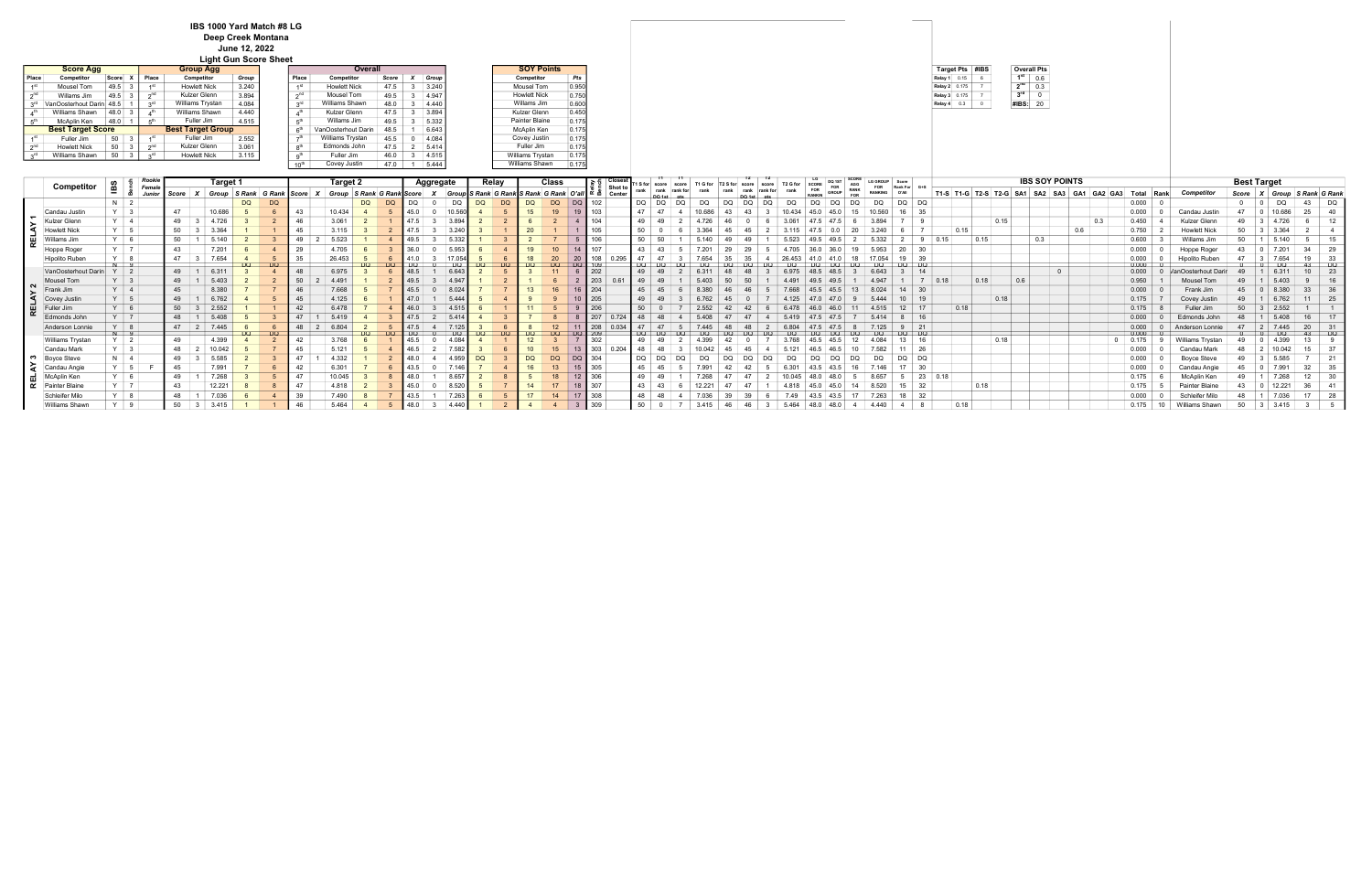# IBS 1000 Yard Match #8 LG

**Deep Creek Montana**

**June 12, 2022**

**Light Gun Score Sheet**

| Score Agg | | | | Group Agg | | |
|---|---|---|---|---|---|---|
| Place | Competitor | Score | X | Place | Competitor | Group |
| 1st | Mousel Tom | 49.5 | 3 | 1st | Howlett Nick | 3.240 |
| 2nd | Willams Jim | 49.5 | 3 | 2nd | Kulzer Glenn | 3.894 |
| 3rd | VanOosterhout Darin | 48.5 | 1 | 3rd | Williams Trystan | 4.084 |
| 4th | Williams Shawn | 48.0 | 3 | 4th | Williams Shawn | 4.440 |
| 5th | McAplin Ken | 48.0 | 1 | 5th | Fuller Jim | 4.515 |

| Best Target Score | | | | Best Target Group | | |
|---|---|---|---|---|---|---|
| 1st | Fuller Jim | 50 | 3 | 1st | Fuller Jim | 2.552 |
| 2nd | Howlett Nick | 50 | 3 | 2nd | Kulzer Glenn | 3.061 |
| 3rd | Williams Shawn | 50 | 3 | 3rd | Howlett Nick | 3.115 |

| Overall | | | | |
|---|---|---|---|---|
| Place | Competitor | Score | X | Group |
| 1st | Howlett Nick | 47.5 | 3 | 3.240 |
| 2nd | Mousel Tom | 49.5 | 3 | 4.947 |
| 3rd | Williams Shawn | 48.0 | 3 | 4.440 |
| 4th | Kulzer Glenn | 47.5 | 3 | 3.894 |
| 5th | Willams Jim | 49.5 | 3 | 5.332 |
| 6th | VanOosterhout Darin | 48.5 | 1 | 6.643 |
| 7th | Williams Trystan | 45.5 | 0 | 4.084 |
| 8th | Edmonds John | 47.5 | 2 | 5.414 |
| 9th | Fuller Jim | 46.0 | 3 | 4.515 |
| 10th | Covey Justin | 47.0 | 1 | 5.444 |

| SOY Points | |
|---|---|
| Competitor | Pts |
| Mousel Tom | 0.950 |
| Howlett Nick | 0.750 |
| Willams Jim | 0.600 |
| Kulzer Glenn | 0.450 |
| Painter Blaine | 0.175 |
| McAplin Ken | 0.175 |
| Covey Justin | 0.175 |
| Fuller Jim | 0.175 |
| Williams Trystan | 0.175 |
| Williams Shawn | 0.175 |

| Target Pts | #IBS |
|---|---|
| Relay 1 | 0.15 | 6 |
| Relay 2 | 0.175 | 7 |
| Relay 3 | 0.175 | 7 |
| Relay 4 | 0.3 | 0 |

| Overall Pts | |
|---|---|
| 1st | 0.6 |
| 2nd | 0.3 |
| 3rd | 0 |
| #IBS: | 20 |

| Relay | Competitor | IBS | Bench | Rookie Female Junior | T1 Score | T1 X | T1 Group | T1 S Rank | T1 G Rank | T2 Score | T2 X | T2 Group | T2 S Rank | T2 G Rank | Agg Score | Agg X | Agg Group | Relay S Rank | Relay G Rank | Class S Rank | Class G Rank | O'all | Relay Bench | Closest Shot to Center | T1 S for rank | T1 score rank | T1 score rank for | T1 G for rank | T2 S for rank | T2 score rank | T2 score rank for | T2 G for rank | LG Score for ranking | DQ 1st for group | Score adj rank for | LG Group for ranking | Score Rank for O'all | G+S | T1-S | T1-G | T2-S | T2-G | SA1 | SA2 | SA3 | GA1 | GA2 | GA3 | Total | Rank | Competitor | Best Score | Best X | Best Group | Best S Rank | Best G Rank |
|---|---|---|---|---|---|---|---|---|---|---|---|---|---|---|---|---|---|---|---|---|---|---|---|---|---|---|---|---|---|---|---|---|---|---|---|---|---|---|---|---|---|---|---|---|---|---|---|---|---|---|---|---|---|---|---|---|---|---|
| RELAY 1 | | N | 2 | | | | | DQ | DQ | | | | DQ | DQ | DQ | 0 | DQ | DQ | DQ | DQ | DQ | DQ | 102 | | DQ | DQ | DQ | DQ | DQ | DQ | DQ | DQ | DQ | DQ | DQ | DQ | DQ | DQ | | | | | | | | | | | 0.000 | 0 | | 0 | 0 | DQ | 43 | DQ |
| | Candau Justin | Y | 3 | | 47 | | 10.686 | 5 | 6 | 43 | | 10.434 | 4 | 5 | 45.0 | 0 | 10.560 | 4 | 5 | 15 | 19 | 19 | 103 | | 47 | 47 | 4 | 10.686 | 43 | 43 | 3 | 10.434 | 45.0 | 45.0 | 15 | 10.560 | 16 | 35 | | | | | | | | | | | 0.000 | 0 | Candau Justin | 47 | 0 | 10.686 | 25 | 40 |
| | Kulzer Glenn | Y | 4 | | 49 | 3 | 4.726 | 3 | 2 | 46 | | 3.061 | 2 | 1 | 47.5 | 3 | 3.894 | 2 | 2 | 6 | 2 | 4 | 104 | | 49 | 49 | 2 | 4.726 | 46 | 0 | 6 | 3.061 | 47.5 | 47.5 | 6 | 3.894 | 7 | 9 | | | 0.15 | | | | | 0.3 | | | 0.450 | 4 | Kulzer Glenn | 49 | 3 | 4.726 | 6 | 12 |
| | Howlett Nick | Y | 5 | | 50 | 3 | 3.364 | 1 | 1 | 45 | | 3.115 | 3 | 2 | 47.5 | 3 | 3.240 | 3 | 1 | 20 | 1 | 1 | 105 | | 50 | 0 | 6 | 3.364 | 45 | 45 | 2 | 3.115 | 47.5 | 0.0 | 20 | 3.240 | 6 | 7 | | 0.15 | | | | | | 0.6 | | | 0.750 | 2 | Howlett Nick | 50 | 3 | 3.364 | 2 | 4 |
| | Willams Jim | Y | 6 | | 50 | 1 | 5.140 | 2 | 3 | 49 | 2 | 5.523 | 1 | 4 | 49.5 | 3 | 5.332 | 1 | 3 | 2 | 7 | 5 | 106 | | 50 | 50 | 1 | 5.140 | 49 | 49 | 1 | 5.523 | 49.5 | 49.5 | 2 | 5.332 | 2 | 9 | 0.15 | | 0.15 | | | 0.3 | | | | | 0.600 | 3 | Willams Jim | 50 | 1 | 5.140 | 5 | 15 |
| | Hoppe Roger | Y | 7 | | 43 | | 7.201 | 6 | 4 | 29 | | 4.705 | 6 | 3 | 36.0 | 0 | 5.953 | 6 | 4 | 19 | 10 | 14 | 107 | | 43 | 43 | 5 | 7.201 | 29 | 29 | 5 | 4.705 | 36.0 | 36.0 | 19 | 5.953 | 20 | 30 | | | | | | | | | | | 0.000 | 0 | Hoppe Roger | 43 | 0 | 7.201 | 34 | 29 |
| | Hipolito Ruben | Y | 8 | | 47 | 3 | 7.654 | 4 | 5 | 35 | | 26.453 | 5 | 6 | 41.0 | 3 | 17.054 | 5 | 6 | 18 | 20 | 20 | 108 | 0.295 | 47 | 47 | 3 | 7.654 | 35 | 35 | 4 | 26.453 | 41.0 | 41.0 | 18 | 17.054 | 19 | 39 | | | | | | | | | | | 0.000 | 0 | Hipolito Ruben | 47 | 3 | 7.654 | 19 | 33 |
| | | N | 9 | | | | | DQ | DQ | | | | DQ | DQ | DQ | 0 | DQ | DQ | DQ | DQ | DQ | DQ | 109 | | DQ | DQ | DQ | DQ | DQ | DQ | DQ | DQ | DQ | DQ | DQ | DQ | DQ | DQ | | | | | | | | | | | 0.000 | 0 | | 0 | 0 | DQ | 43 | DQ |
| RELAY 2 | VanOosterhout Darin | Y | 2 | | 49 | 1 | 6.311 | 3 | 4 | 48 | | 6.975 | 3 | 6 | 48.5 | 1 | 6.643 | 2 | 5 | 3 | 11 | 6 | 202 | | 49 | 49 | 2 | 6.311 | 48 | 48 | 3 | 6.975 | 48.5 | 48.5 | 3 | 6.643 | 3 | 14 | | | | | | 0 | | | | | 0.000 | 0 | VanOosterhout Darin | 49 | 1 | 6.311 | 10 | 23 |
| | Mousel Tom | Y | 3 | | 49 | 1 | 5.403 | 2 | 2 | 50 | 2 | 4.491 | 1 | 2 | 49.5 | 3 | 4.947 | 1 | 2 | 1 | 6 | 2 | 203 | 0.61 | 49 | 49 | 1 | 5.403 | 50 | 50 | 1 | 4.491 | 49.5 | 49.5 | 1 | 4.947 | 1 | 7 | 0.18 | | 0.18 | | 0.6 | | | | | | 0.950 | 1 | Mousel Tom | 49 | 1 | 5.403 | 9 | 16 |
| | Frank Jim | Y | 4 | | 45 | | 8.380 | 7 | 7 | 46 | | 7.668 | 5 | 7 | 45.5 | 0 | 8.024 | 7 | 7 | 13 | 16 | 16 | 204 | | 45 | 45 | 6 | 8.380 | 46 | 46 | 5 | 7.668 | 45.5 | 45.5 | 13 | 8.024 | 14 | 30 | | | | | | | | | | | 0.000 | 0 | Frank Jim | 45 | 0 | 8.380 | 33 | 36 |
| | Covey Justin | Y | 5 | | 49 | 1 | 6.762 | 4 | 5 | 45 | | 4.125 | 6 | 1 | 47.0 | 1 | 5.444 | 5 | 4 | 9 | 9 | 10 | 205 | | 49 | 49 | 3 | 6.762 | 45 | 0 | 7 | 4.125 | 47.0 | 47.0 | 9 | 5.444 | 10 | 19 | | | 0.18 | | | | | | | | 0.175 | 7 | Covey Justin | 49 | 1 | 6.762 | 11 | 25 |
| | Fuller Jim | Y | 6 | | 50 | 3 | 2.552 | 1 | 1 | 42 | | 6.478 | 7 | 4 | 46.0 | 3 | 4.515 | 6 | 1 | 11 | 5 | 9 | 206 | | 50 | 0 | 7 | 2.552 | 42 | 42 | 6 | 6.478 | 46.0 | 46.0 | 11 | 4.515 | 12 | 17 | | 0.18 | | | | | | | | | 0.175 | 8 | Fuller Jim | 50 | 3 | 2.552 | 1 | 1 |
| | Edmonds John | Y | 7 | | 48 | 1 | 5.408 | 5 | 3 | 47 | 1 | 5.419 | 4 | 3 | 47.5 | 2 | 5.414 | 4 | 3 | 7 | 8 | 8 | 207 | 0.724 | 48 | 48 | 4 | 5.408 | 47 | 47 | 4 | 5.419 | 47.5 | 47.5 | 7 | 5.414 | 8 | 16 | | | | | | | | | | | 0.000 | 0 | Edmonds John | 48 | 1 | 5.408 | 16 | 17 |
| | Anderson Lonnie | Y | 8 | | 47 | 2 | 7.445 | 6 | 6 | 48 | 2 | 6.804 | 2 | 5 | 47.5 | 4 | 7.125 | 3 | 6 | 8 | 12 | 11 | 208 | 0.034 | 47 | 47 | 5 | 7.445 | 48 | 48 | 2 | 6.804 | 47.5 | 47.5 | 8 | 7.125 | 9 | 21 | | | | | | | | | | | 0.000 | 0 | Anderson Lonnie | 47 | 2 | 7.445 | 20 | 31 |
| | | N | 9 | | | | | DQ | DQ | | | | DQ | DQ | DQ | 0 | DQ | DQ | DQ | DQ | DQ | DQ | 209 | | DQ | DQ | DQ | DQ | DQ | DQ | DQ | DQ | DQ | DQ | DQ | DQ | DQ | DQ | | | | | | | | | | | 0.000 | 0 | | 0 | 0 | DQ | 43 | DQ |
| RELAY 3 | Williams Trystan | Y | 2 | | 49 | | 4.399 | 4 | 2 | 42 | | 3.768 | 6 | 1 | 45.5 | 0 | 4.084 | 4 | 1 | 12 | 3 | 7 | 302 | | 49 | 49 | 2 | 4.399 | 42 | 0 | 7 | 3.768 | 45.5 | 45.5 | 12 | 4.084 | 13 | 16 | | | 0.18 | | | | | | 0 | | 0.175 | 9 | Williams Trystan | 49 | 0 | 4.399 | 13 | 9 |
| | Candau Mark | Y | 3 | | 48 | 2 | 10.042 | 5 | 7 | 45 | | 5.121 | 5 | 4 | 46.5 | 2 | 7.582 | 3 | 6 | 10 | 15 | 13 | 303 | 0.204 | 48 | 48 | 3 | 10.042 | 45 | 45 | 4 | 5.121 | 46.5 | 46.5 | 10 | 7.582 | 11 | 26 | | | | | | | | | | | 0.000 | 0 | Candau Mark | 48 | 2 | 10.042 | 15 | 37 |
| | Boyce Steve | N | 4 | | 49 | 3 | 5.585 | 2 | 3 | 47 | 1 | 4.332 | 1 | 2 | 48.0 | 4 | 4.959 | DQ | 3 | DQ | DQ | DQ | 304 | | DQ | DQ | DQ | DQ | DQ | DQ | DQ | DQ | DQ | DQ | DQ | DQ | DQ | DQ | | | | | | | | | | | 0.000 | 0 | Boyce Steve | 49 | 3 | 5.585 | 7 | 21 |
| | Candau Angie | Y | 5 | F | 45 | | 7.991 | 7 | 6 | 42 | | 6.301 | 7 | 6 | 43.5 | 0 | 7.146 | 7 | 4 | 16 | 13 | 15 | 305 | | 45 | 45 | 5 | 7.991 | 42 | 42 | 5 | 6.301 | 43.5 | 43.5 | 16 | 7.146 | 17 | 30 | | | | | | | | | | | 0.000 | 0 | Candau Angie | 45 | 0 | 7.991 | 32 | 35 |
| | McAplin Ken | Y | 6 | | 49 | 1 | 7.268 | 3 | 5 | 47 | | 10.045 | 3 | 8 | 48.0 | 1 | 8.657 | 2 | 8 | 5 | 18 | 12 | 306 | | 49 | 49 | 1 | 7.268 | 47 | 47 | 2 | 10.045 | 48.0 | 48.0 | 5 | 8.657 | 5 | 23 | 0.18 | | | | | | | | | | 0.175 | 6 | McAplin Ken | 49 | 1 | 7.268 | 12 | 30 |
| | Painter Blaine | Y | 7 | | 43 | | 12.221 | 8 | 8 | 47 | | 4.818 | 2 | 3 | 45.0 | 0 | 8.520 | 5 | 7 | 14 | 17 | 18 | 307 | | 43 | 43 | 6 | 12.221 | 47 | 47 | 1 | 4.818 | 45.0 | 45.0 | 14 | 8.520 | 15 | 32 | | | 0.18 | | | | | | | | 0.175 | 5 | Painter Blaine | 43 | 0 | 12.221 | 36 | 41 |
| | Schleifer Milo | Y | 8 | | 48 | 1 | 7.036 | 6 | 4 | 39 | | 7.490 | 8 | 7 | 43.5 | 1 | 7.263 | 6 | 5 | 17 | 14 | 17 | 308 | | 48 | 48 | 4 | 7.036 | 39 | 39 | 6 | 7.49 | 43.5 | 43.5 | 17 | 7.263 | 18 | 32 | | | | | | | | | | | 0.000 | 0 | Schleifer Milo | 48 | 1 | 7.036 | 17 | 28 |
| | Williams Shawn | Y | 9 | | 50 | 3 | 3.415 | 1 | 1 | 46 | | 5.464 | 4 | 5 | 48.0 | 3 | 4.440 | 1 | 2 | 4 | 4 | 3 | 309 | | 50 | 0 | 7 | 3.415 | 46 | 46 | 3 | 5.464 | 48.0 | 48.0 | 4 | 4.440 | 4 | 8 | | 0.18 | | | | | | | | | 0.175 | 10 | Williams Shawn | 50 | 3 | 3.415 | 3 | 5 |